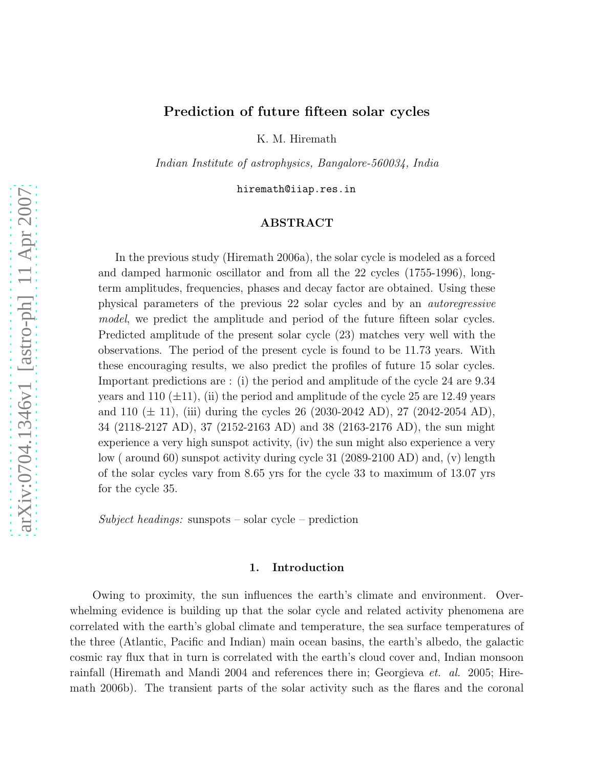# Prediction of future fifteen solar cycles

K. M. Hiremath

*Indian Institute of astrophysics, Bangalore-560034, India*

hiremath@iiap.res.in

## ABSTRACT

In the previous study (Hiremath 2006a), the solar cycle is modeled as a forced and damped harmonic oscillator and from all the 22 cycles (1755-1996), long-term amplitudes, frequencies, phases and decay factor are obtained. Using these physical parameters of the previous 22 solar cycles and by an *autoregressive model*, we predict the amplitude and period of the future fifteen solar cycles. Predicted amplitude of the present solar cycle (23) matches very well with the observations. The period of the present cycle is found to be 11.73 years. With these encouraging results, we also predict the profiles of future 15 solar cycles. Important predictions are : (i) the period and amplitude of the cycle 24 are 9.34 years and 110 (±11), (ii) the period and amplitude of the cycle 25 are 12.49 years and 110 (± 11), (iii) during the cycles 26 (2030-2042 AD), 27 (2042-2054 AD), 34 (2118-2127 AD), 37 (2152-2163 AD) and 38 (2163-2176 AD), the sun might experience a very high sunspot activity, (iv) the sun might also experience a very low ( around 60) sunspot activity during cycle 31 (2089-2100 AD) and, (v) length of the solar cycles vary from 8.65 yrs for the cycle 33 to maximum of 13.07 yrs for the cycle 35.

*Subject headings:* sunspots – solar cycle – prediction

## 1. Introduction

Owing to proximity, the sun influences the earth's climate and environment. Overwhelming evidence is building up that the solar cycle and related activity phenomena are correlated with the earth's global climate and temperature, the sea surface temperatures of the three (Atlantic, Pacific and Indian) main ocean basins, the earth's albedo, the galactic cosmic ray flux that in turn is correlated with the earth's cloud cover and, Indian monsoon rainfall (Hiremath and Mandi 2004 and references there in; Georgieva *et. al.* 2005; Hiremath 2006b). The transient parts of the solar activity such as the flares and the coronal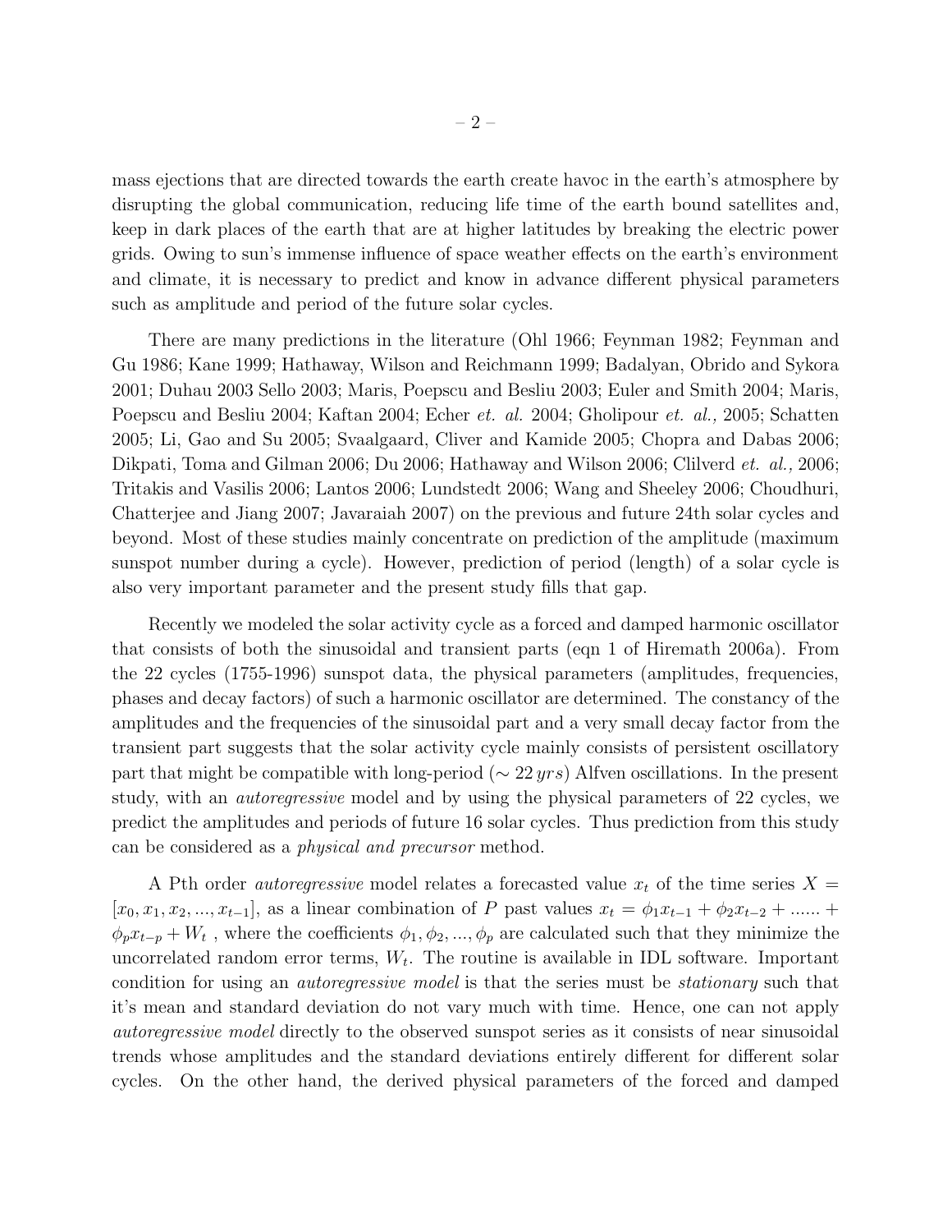mass ejections that are directed towards the earth create havoc in the earth's atmosphere by disrupting the global communication, reducing life time of the earth bound satellites and, keep in dark places of the earth that are at higher latitudes by breaking the electric power grids. Owing to sun's immense influence of space weather effects on the earth's environment and climate, it is necessary to predict and know in advance different physical parameters such as amplitude and period of the future solar cycles.

There are many predictions in the literature (Ohl 1966; Feynman 1982; Feynman and Gu 1986; Kane 1999; Hathaway, Wilson and Reichmann 1999; Badalyan, Obrido and Sykora 2001; Duhau 2003 Sello 2003; Maris, Poepscu and Besliu 2003; Euler and Smith 2004; Maris, Poepscu and Besliu 2004; Kaftan 2004; Echer *et. al.* 2004; Gholipour *et. al.,* 2005; Schatten 2005; Li, Gao and Su 2005; Svaalgaard, Cliver and Kamide 2005; Chopra and Dabas 2006; Dikpati, Toma and Gilman 2006; Du 2006; Hathaway and Wilson 2006; Clilverd *et. al.,* 2006; Tritakis and Vasilis 2006; Lantos 2006; Lundstedt 2006; Wang and Sheeley 2006; Choudhuri, Chatterjee and Jiang 2007; Javaraiah 2007) on the previous and future 24th solar cycles and beyond. Most of these studies mainly concentrate on prediction of the amplitude (maximum sunspot number during a cycle). However, prediction of period (length) of a solar cycle is also very important parameter and the present study fills that gap.

Recently we modeled the solar activity cycle as a forced and damped harmonic oscillator that consists of both the sinusoidal and transient parts (eqn 1 of Hiremath 2006a). From the 22 cycles (1755-1996) sunspot data, the physical parameters (amplitudes, frequencies, phases and decay factors) of such a harmonic oscillator are determined. The constancy of the amplitudes and the frequencies of the sinusoidal part and a very small decay factor from the transient part suggests that the solar activity cycle mainly consists of persistent oscillatory part that might be compatible with long-period ($\sim 22\,yrs$) Alfven oscillations. In the present study, with an *autoregressive* model and by using the physical parameters of 22 cycles, we predict the amplitudes and periods of future 16 solar cycles. Thus prediction from this study can be considered as a *physical and precursor* method.

A Pth order *autoregressive* model relates a forecasted value $x_t$ of the time series $X = [x_0, x_1, x_2, ..., x_{t-1}]$, as a linear combination of $P$ past values $x_t = \phi_1 x_{t-1} + \phi_2 x_{t-2} + ...... + \phi_p x_{t-p} + W_t$ , where the coefficients $\phi_1, \phi_2, ..., \phi_p$ are calculated such that they minimize the uncorrelated random error terms, $W_t$. The routine is available in IDL software. Important condition for using an *autoregressive model* is that the series must be *stationary* such that it's mean and standard deviation do not vary much with time. Hence, one can not apply *autoregressive model* directly to the observed sunspot series as it consists of near sinusoidal trends whose amplitudes and the standard deviations entirely different for different solar cycles. On the other hand, the derived physical parameters of the forced and damped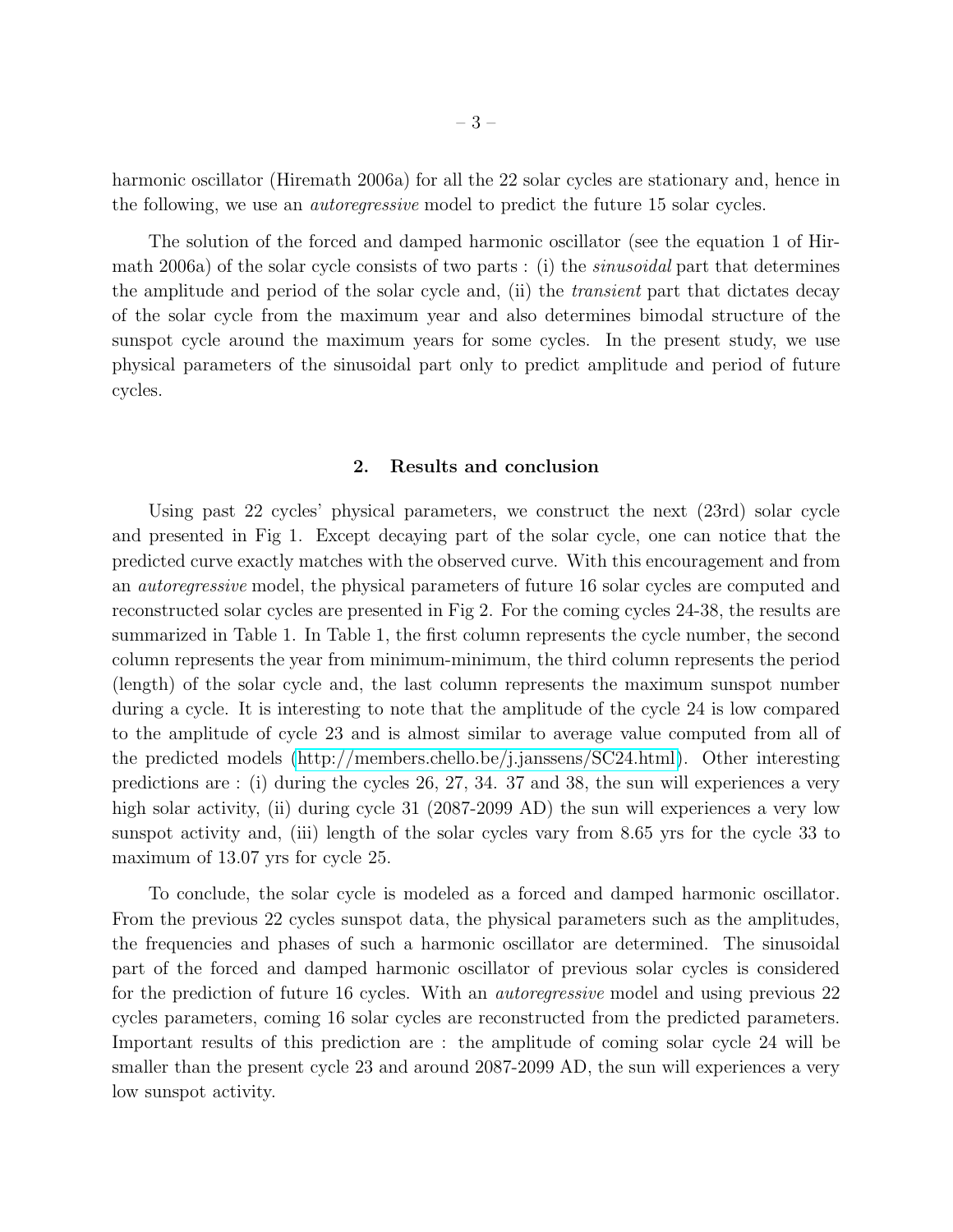harmonic oscillator (Hiremath 2006a) for all the 22 solar cycles are stationary and, hence in the following, we use an *autoregressive* model to predict the future 15 solar cycles.

The solution of the forced and damped harmonic oscillator (see the equation 1 of Hirmath 2006a) of the solar cycle consists of two parts : (i) the *sinusoidal* part that determines the amplitude and period of the solar cycle and, (ii) the *transient* part that dictates decay of the solar cycle from the maximum year and also determines bimodal structure of the sunspot cycle around the maximum years for some cycles. In the present study, we use physical parameters of the sinusoidal part only to predict amplitude and period of future cycles.

## 2. Results and conclusion

Using past 22 cycles' physical parameters, we construct the next (23rd) solar cycle and presented in Fig 1. Except decaying part of the solar cycle, one can notice that the predicted curve exactly matches with the observed curve. With this encouragement and from an *autoregressive* model, the physical parameters of future 16 solar cycles are computed and reconstructed solar cycles are presented in Fig 2. For the coming cycles 24-38, the results are summarized in Table 1. In Table 1, the first column represents the cycle number, the second column represents the year from minimum-minimum, the third column represents the period (length) of the solar cycle and, the last column represents the maximum sunspot number during a cycle. It is interesting to note that the amplitude of the cycle 24 is low compared to the amplitude of cycle 23 and is almost similar to average value computed from all of the predicted models (http://members.chello.be/j.janssens/SC24.html). Other interesting predictions are : (i) during the cycles 26, 27, 34. 37 and 38, the sun will experiences a very high solar activity, (ii) during cycle 31 (2087-2099 AD) the sun will experiences a very low sunspot activity and, (iii) length of the solar cycles vary from 8.65 yrs for the cycle 33 to maximum of 13.07 yrs for cycle 25.

To conclude, the solar cycle is modeled as a forced and damped harmonic oscillator. From the previous 22 cycles sunspot data, the physical parameters such as the amplitudes, the frequencies and phases of such a harmonic oscillator are determined. The sinusoidal part of the forced and damped harmonic oscillator of previous solar cycles is considered for the prediction of future 16 cycles. With an *autoregressive* model and using previous 22 cycles parameters, coming 16 solar cycles are reconstructed from the predicted parameters. Important results of this prediction are : the amplitude of coming solar cycle 24 will be smaller than the present cycle 23 and around 2087-2099 AD, the sun will experiences a very low sunspot activity.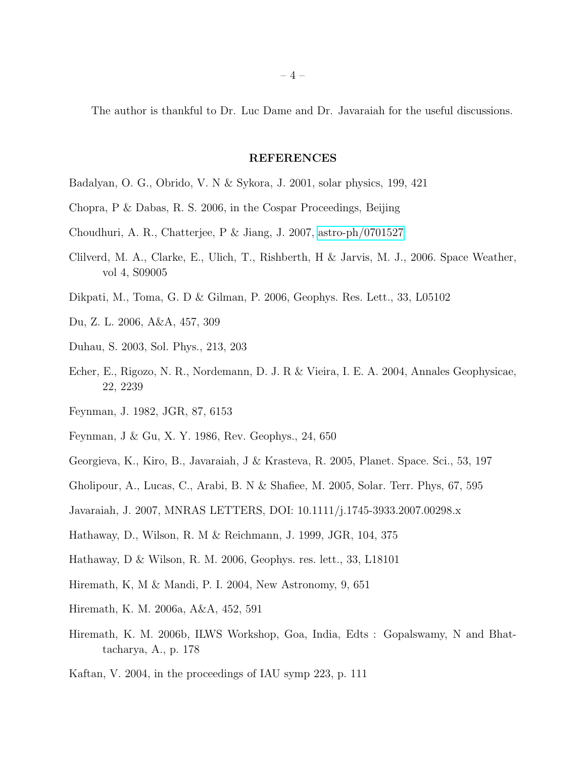The author is thankful to Dr. Luc Dame and Dr. Javaraiah for the useful discussions.

## REFERENCES

Badalyan, O. G., Obrido, V. N & Sykora, J. 2001, solar physics, 199, 421

Chopra, P & Dabas, R. S. 2006, in the Cospar Proceedings, Beijing

Choudhuri, A. R., Chatterjee, P & Jiang, J. 2007, astro-ph/0701527

Clilverd, M. A., Clarke, E., Ulich, T., Rishberth, H & Jarvis, M. J., 2006. Space Weather, vol 4, S09005

Dikpati, M., Toma, G. D & Gilman, P. 2006, Geophys. Res. Lett., 33, L05102

Du, Z. L. 2006, A&A, 457, 309

Duhau, S. 2003, Sol. Phys., 213, 203

Echer, E., Rigozo, N. R., Nordemann, D. J. R & Vieira, I. E. A. 2004, Annales Geophysicae, 22, 2239

Feynman, J. 1982, JGR, 87, 6153

Feynman, J & Gu, X. Y. 1986, Rev. Geophys., 24, 650

Georgieva, K., Kiro, B., Javaraiah, J & Krasteva, R. 2005, Planet. Space. Sci., 53, 197

Gholipour, A., Lucas, C., Arabi, B. N & Shafiee, M. 2005, Solar. Terr. Phys, 67, 595

Javaraiah, J. 2007, MNRAS LETTERS, DOI: 10.1111/j.1745-3933.2007.00298.x

Hathaway, D., Wilson, R. M & Reichmann, J. 1999, JGR, 104, 375

Hathaway, D & Wilson, R. M. 2006, Geophys. res. lett., 33, L18101

Hiremath, K, M & Mandi, P. I. 2004, New Astronomy, 9, 651

Hiremath, K. M. 2006a, A&A, 452, 591

Hiremath, K. M. 2006b, ILWS Workshop, Goa, India, Edts : Gopalswamy, N and Bhattacharya, A., p. 178

Kaftan, V. 2004, in the proceedings of IAU symp 223, p. 111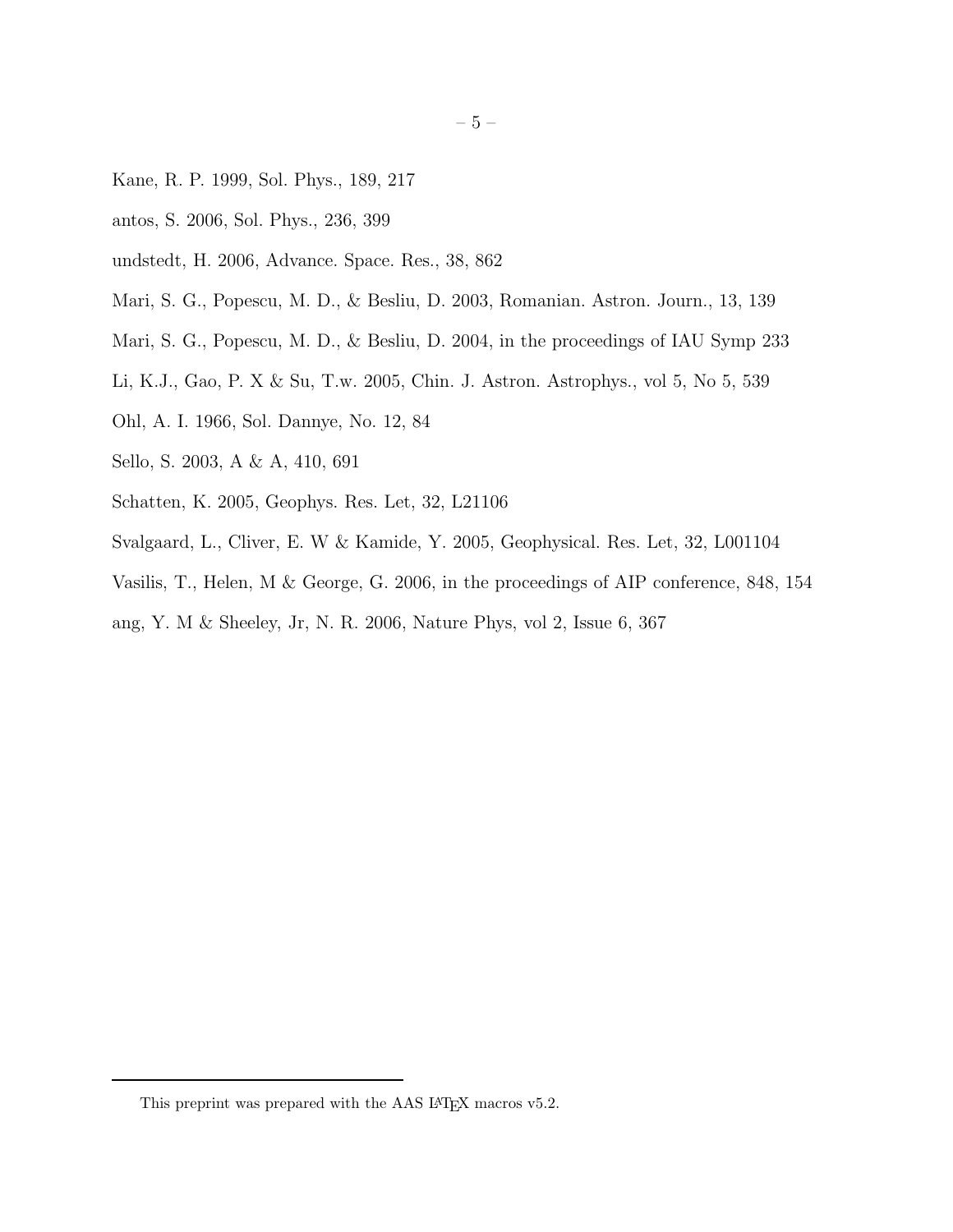Kane, R. P. 1999, Sol. Phys., 189, 217

antos, S. 2006, Sol. Phys., 236, 399

undstedt, H. 2006, Advance. Space. Res., 38, 862

Mari, S. G., Popescu, M. D., & Besliu, D. 2003, Romanian. Astron. Journ., 13, 139

Mari, S. G., Popescu, M. D., & Besliu, D. 2004, in the proceedings of IAU Symp 233

Li, K.J., Gao, P. X & Su, T.w. 2005, Chin. J. Astron. Astrophys., vol 5, No 5, 539

Ohl, A. I. 1966, Sol. Dannye, No. 12, 84

Sello, S. 2003, A & A, 410, 691

Schatten, K. 2005, Geophys. Res. Let, 32, L21106

Svalgaard, L., Cliver, E. W & Kamide, Y. 2005, Geophysical. Res. Let, 32, L001104

Vasilis, T., Helen, M & George, G. 2006, in the proceedings of AIP conference, 848, 154

ang, Y. M & Sheeley, Jr, N. R. 2006, Nature Phys, vol 2, Issue 6, 367

---

This preprint was prepared with the AAS LaTeX macros v5.2.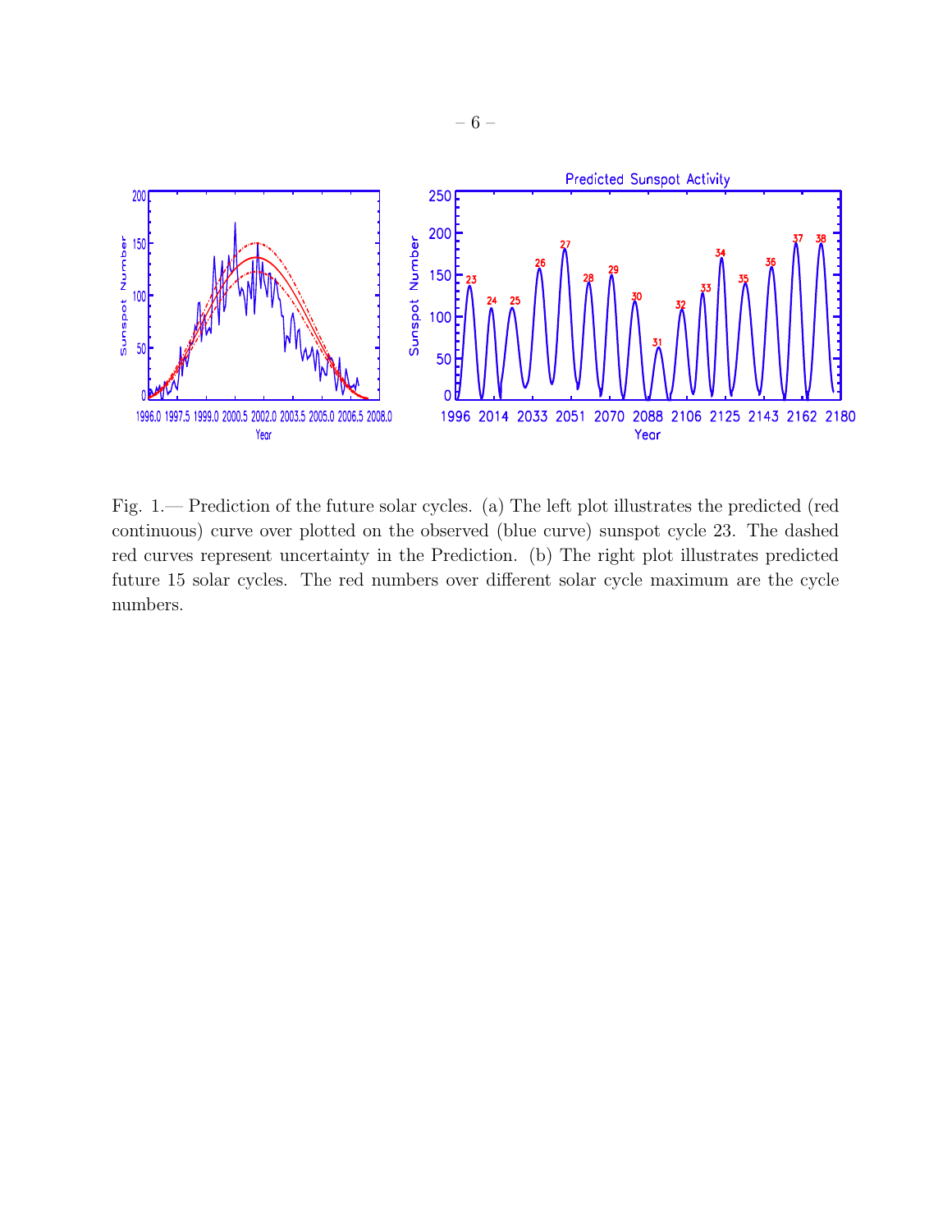Fig. 1.— Prediction of the future solar cycles. (a) The left plot illustrates the predicted (red continuous) curve over plotted on the observed (blue curve) sunspot cycle 23. The dashed red curves represent uncertainty in the Prediction. (b) The right plot illustrates predicted future 15 solar cycles. The red numbers over different solar cycle maximum are the cycle numbers.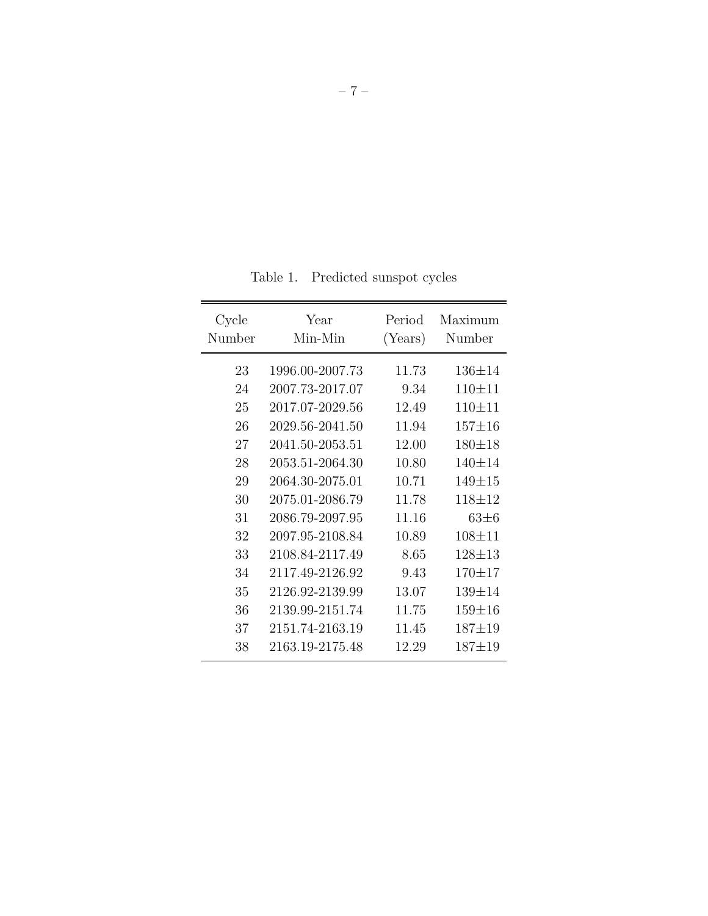Table 1. Predicted sunspot cycles

| Cycle Number | Year Min-Min | Period (Years) | Maximum Number |
|---|---|---|---|
| 23 | 1996.00-2007.73 | 11.73 | 136±14 |
| 24 | 2007.73-2017.07 | 9.34 | 110±11 |
| 25 | 2017.07-2029.56 | 12.49 | 110±11 |
| 26 | 2029.56-2041.50 | 11.94 | 157±16 |
| 27 | 2041.50-2053.51 | 12.00 | 180±18 |
| 28 | 2053.51-2064.30 | 10.80 | 140±14 |
| 29 | 2064.30-2075.01 | 10.71 | 149±15 |
| 30 | 2075.01-2086.79 | 11.78 | 118±12 |
| 31 | 2086.79-2097.95 | 11.16 | 63±6 |
| 32 | 2097.95-2108.84 | 10.89 | 108±11 |
| 33 | 2108.84-2117.49 | 8.65 | 128±13 |
| 34 | 2117.49-2126.92 | 9.43 | 170±17 |
| 35 | 2126.92-2139.99 | 13.07 | 139±14 |
| 36 | 2139.99-2151.74 | 11.75 | 159±16 |
| 37 | 2151.74-2163.19 | 11.45 | 187±19 |
| 38 | 2163.19-2175.48 | 12.29 | 187±19 |